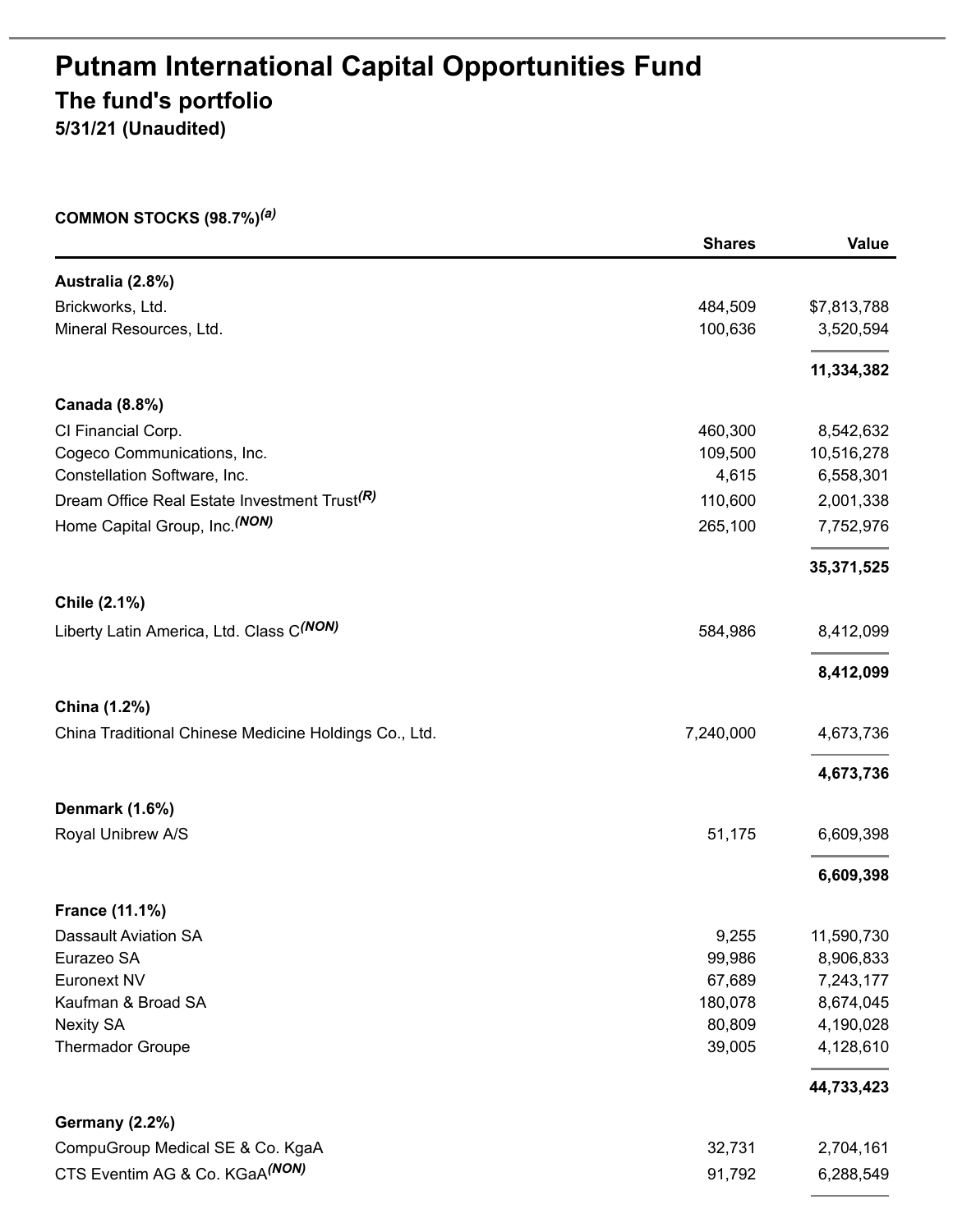# Putnam International Capital Opportunities Fund

## The fund's portfolio

**5/31/21 (Unaudited)**

**COMMON STOCKS (98.7%)[(a)]**

| | Shares | Value |
|---|---|---|
| **Australia (2.8%)** | | |
| Brickworks, Ltd. | 484,509 | $7,813,788 |
| Mineral Resources, Ltd. | 100,636 | 3,520,594 |
| | | **11,334,382** |
| **Canada (8.8%)** | | |
| CI Financial Corp. | 460,300 | 8,542,632 |
| Cogeco Communications, Inc. | 109,500 | 10,516,278 |
| Constellation Software, Inc. | 4,615 | 6,558,301 |
| Dream Office Real Estate Investment Trust[(R)] | 110,600 | 2,001,338 |
| Home Capital Group, Inc.[(NON)] | 265,100 | 7,752,976 |
| | | **35,371,525** |
| **Chile (2.1%)** | | |
| Liberty Latin America, Ltd. Class C[(NON)] | 584,986 | 8,412,099 |
| | | **8,412,099** |
| **China (1.2%)** | | |
| China Traditional Chinese Medicine Holdings Co., Ltd. | 7,240,000 | 4,673,736 |
| | | **4,673,736** |
| **Denmark (1.6%)** | | |
| Royal Unibrew A/S | 51,175 | 6,609,398 |
| | | **6,609,398** |
| **France (11.1%)** | | |
| Dassault Aviation SA | 9,255 | 11,590,730 |
| Eurazeo SA | 99,986 | 8,906,833 |
| Euronext NV | 67,689 | 7,243,177 |
| Kaufman & Broad SA | 180,078 | 8,674,045 |
| Nexity SA | 80,809 | 4,190,028 |
| Thermador Groupe | 39,005 | 4,128,610 |
| | | **44,733,423** |
| **Germany (2.2%)** | | |
| CompuGroup Medical SE & Co. KgaA | 32,731 | 2,704,161 |
| CTS Eventim AG & Co. KGaA[(NON)] | 91,792 | 6,288,549 |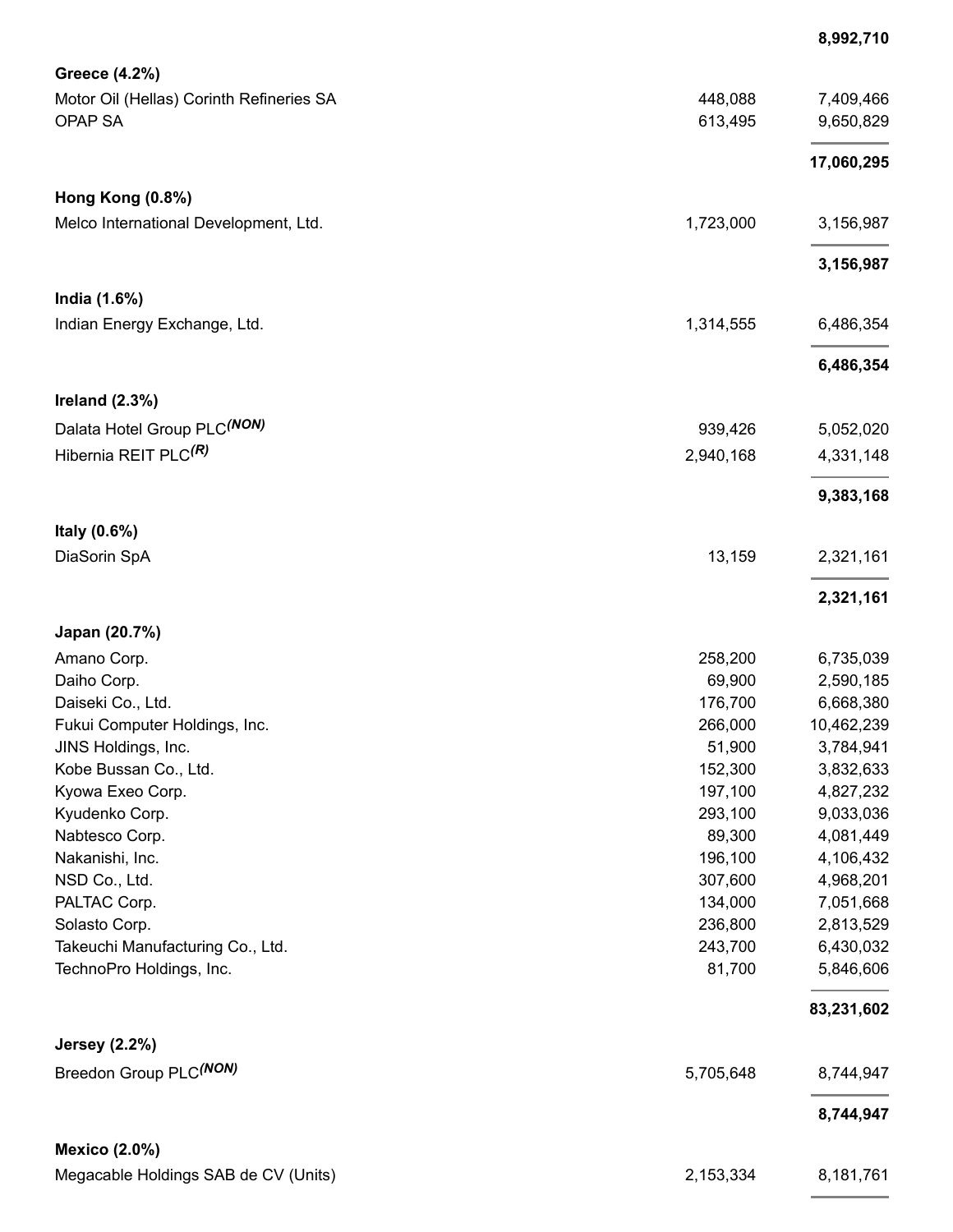| | | |
|---|---|---|
| | | **8,992,710** |
| **Greece (4.2%)** | | |
| Motor Oil (Hellas) Corinth Refineries SA | 448,088 | 7,409,466 |
| OPAP SA | 613,495 | 9,650,829 |
| | | **17,060,295** |
| **Hong Kong (0.8%)** | | |
| Melco International Development, Ltd. | 1,723,000 | 3,156,987 |
| | | **3,156,987** |
| **India (1.6%)** | | |
| Indian Energy Exchange, Ltd. | 1,314,555 | 6,486,354 |
| | | **6,486,354** |
| **Ireland (2.3%)** | | |
| Dalata Hotel Group PLC*(NON)* | 939,426 | 5,052,020 |
| Hibernia REIT PLC*(R)* | 2,940,168 | 4,331,148 |
| | | **9,383,168** |
| **Italy (0.6%)** | | |
| DiaSorin SpA | 13,159 | 2,321,161 |
| | | **2,321,161** |
| **Japan (20.7%)** | | |
| Amano Corp. | 258,200 | 6,735,039 |
| Daiho Corp. | 69,900 | 2,590,185 |
| Daiseki Co., Ltd. | 176,700 | 6,668,380 |
| Fukui Computer Holdings, Inc. | 266,000 | 10,462,239 |
| JINS Holdings, Inc. | 51,900 | 3,784,941 |
| Kobe Bussan Co., Ltd. | 152,300 | 3,832,633 |
| Kyowa Exeo Corp. | 197,100 | 4,827,232 |
| Kyudenko Corp. | 293,100 | 9,033,036 |
| Nabtesco Corp. | 89,300 | 4,081,449 |
| Nakanishi, Inc. | 196,100 | 4,106,432 |
| NSD Co., Ltd. | 307,600 | 4,968,201 |
| PALTAC Corp. | 134,000 | 7,051,668 |
| Solasto Corp. | 236,800 | 2,813,529 |
| Takeuchi Manufacturing Co., Ltd. | 243,700 | 6,430,032 |
| TechnoPro Holdings, Inc. | 81,700 | 5,846,606 |
| | | **83,231,602** |
| **Jersey (2.2%)** | | |
| Breedon Group PLC*(NON)* | 5,705,648 | 8,744,947 |
| | | **8,744,947** |
| **Mexico (2.0%)** | | |
| Megacable Holdings SAB de CV (Units) | 2,153,334 | 8,181,761 |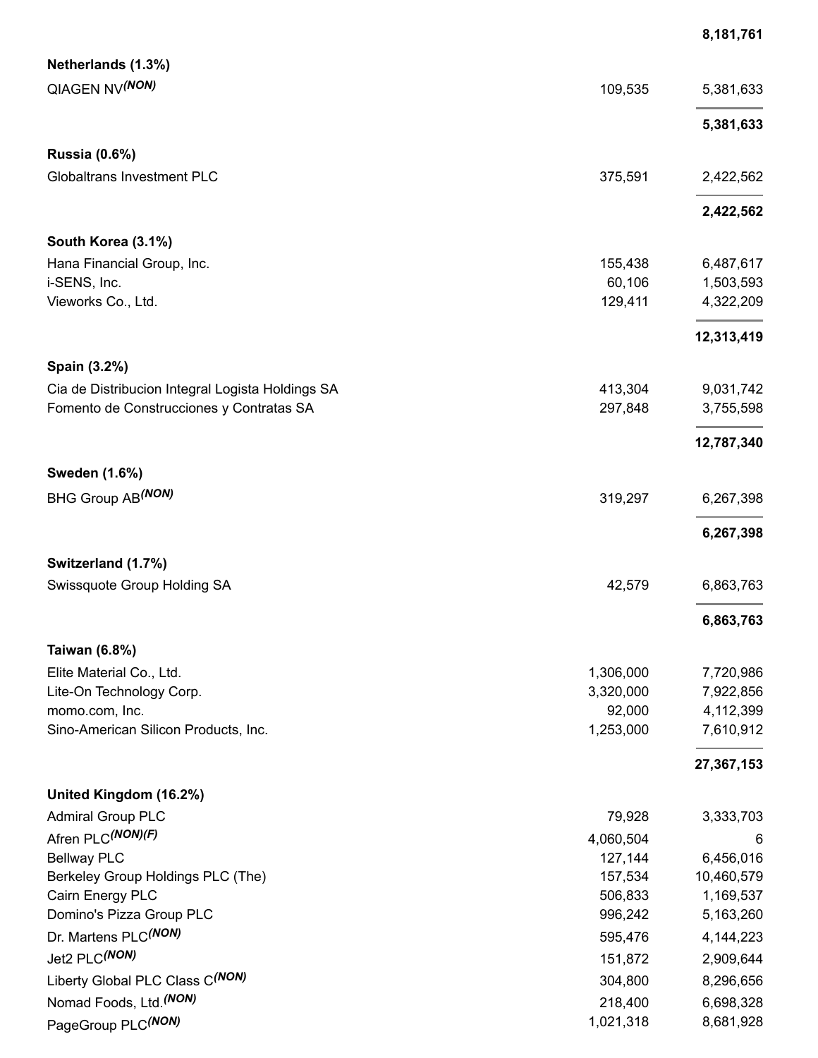| | | |
|---|---|---|
| | | **8,181,761** |
| **Netherlands (1.3%)** | | |
| QIAGEN NV(NON) | 109,535 | 5,381,633 |
| | | **5,381,633** |
| **Russia (0.6%)** | | |
| Globaltrans Investment PLC | 375,591 | 2,422,562 |
| | | **2,422,562** |
| **South Korea (3.1%)** | | |
| Hana Financial Group, Inc. | 155,438 | 6,487,617 |
| i-SENS, Inc. | 60,106 | 1,503,593 |
| Vieworks Co., Ltd. | 129,411 | 4,322,209 |
| | | **12,313,419** |
| **Spain (3.2%)** | | |
| Cia de Distribucion Integral Logista Holdings SA | 413,304 | 9,031,742 |
| Fomento de Construcciones y Contratas SA | 297,848 | 3,755,598 |
| | | **12,787,340** |
| **Sweden (1.6%)** | | |
| BHG Group AB(NON) | 319,297 | 6,267,398 |
| | | **6,267,398** |
| **Switzerland (1.7%)** | | |
| Swissquote Group Holding SA | 42,579 | 6,863,763 |
| | | **6,863,763** |
| **Taiwan (6.8%)** | | |
| Elite Material Co., Ltd. | 1,306,000 | 7,720,986 |
| Lite-On Technology Corp. | 3,320,000 | 7,922,856 |
| momo.com, Inc. | 92,000 | 4,112,399 |
| Sino-American Silicon Products, Inc. | 1,253,000 | 7,610,912 |
| | | **27,367,153** |
| **United Kingdom (16.2%)** | | |
| Admiral Group PLC | 79,928 | 3,333,703 |
| Afren PLC(NON)(F) | 4,060,504 | 6 |
| Bellway PLC | 127,144 | 6,456,016 |
| Berkeley Group Holdings PLC (The) | 157,534 | 10,460,579 |
| Cairn Energy PLC | 506,833 | 1,169,537 |
| Domino's Pizza Group PLC | 996,242 | 5,163,260 |
| Dr. Martens PLC(NON) | 595,476 | 4,144,223 |
| Jet2 PLC(NON) | 151,872 | 2,909,644 |
| Liberty Global PLC Class C(NON) | 304,800 | 8,296,656 |
| Nomad Foods, Ltd.(NON) | 218,400 | 6,698,328 |
| PageGroup PLC(NON) | 1,021,318 | 8,681,928 |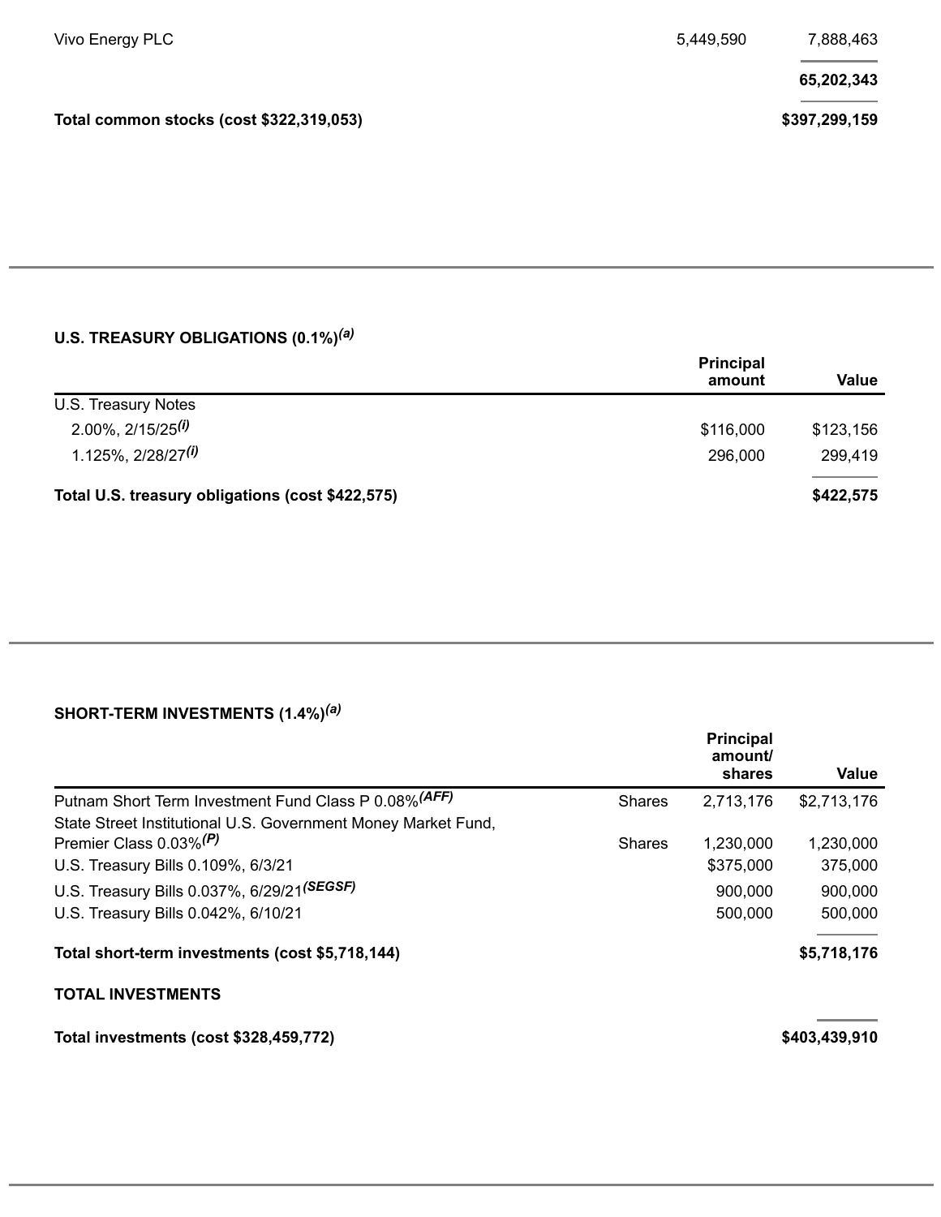| | | |
|---|---|---|
| Vivo Energy PLC | 5,449,590 | 7,888,463 |
| | | **65,202,343** |
| **Total common stocks (cost $322,319,053)** | | **$397,299,159** |

### U.S. TREASURY OBLIGATIONS (0.1%)[(a)]

| | Principal amount | Value |
|---|---|---|
| U.S. Treasury Notes | | |
| 2.00%, 2/15/25[(i)] | $116,000 | $123,156 |
| 1.125%, 2/28/27[(i)] | 296,000 | 299,419 |
| **Total U.S. treasury obligations (cost $422,575)** | | **$422,575** |

### SHORT-TERM INVESTMENTS (1.4%)[(a)]

| | | Principal amount/ shares | Value |
|---|---|---|---|
| Putnam Short Term Investment Fund Class P 0.08%[(AFF)] | Shares | 2,713,176 | $2,713,176 |
| State Street Institutional U.S. Government Money Market Fund, Premier Class 0.03%[(P)] | Shares | 1,230,000 | 1,230,000 |
| U.S. Treasury Bills 0.109%, 6/3/21 | | $375,000 | 375,000 |
| U.S. Treasury Bills 0.037%, 6/29/21[(SEGSF)] | | 900,000 | 900,000 |
| U.S. Treasury Bills 0.042%, 6/10/21 | | 500,000 | 500,000 |
| **Total short-term investments (cost $5,718,144)** | | | **$5,718,176** |

| | |
|---|---|
| **TOTAL INVESTMENTS** | |
| **Total investments (cost $328,459,772)** | **$403,439,910** |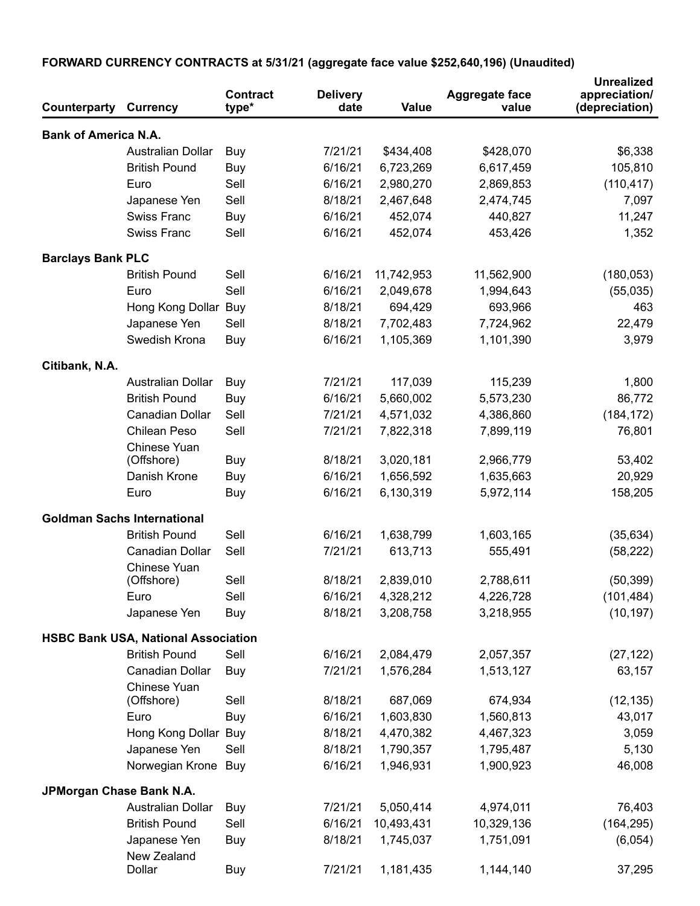**FORWARD CURRENCY CONTRACTS at 5/31/21 (aggregate face value $252,640,196) (Unaudited)**

| Counterparty | Currency | Contract type* | Delivery date | Value | Aggregate face value | Unrealized appreciation/ (depreciation) |
|---|---|---|---|---|---|---|
| **Bank of America N.A.** | | | | | | |
| | Australian Dollar | Buy | 7/21/21 | $434,408 | $428,070 | $6,338 |
| | British Pound | Buy | 6/16/21 | 6,723,269 | 6,617,459 | 105,810 |
| | Euro | Sell | 6/16/21 | 2,980,270 | 2,869,853 | (110,417) |
| | Japanese Yen | Sell | 8/18/21 | 2,467,648 | 2,474,745 | 7,097 |
| | Swiss Franc | Buy | 6/16/21 | 452,074 | 440,827 | 11,247 |
| | Swiss Franc | Sell | 6/16/21 | 452,074 | 453,426 | 1,352 |
| **Barclays Bank PLC** | | | | | | |
| | British Pound | Sell | 6/16/21 | 11,742,953 | 11,562,900 | (180,053) |
| | Euro | Sell | 6/16/21 | 2,049,678 | 1,994,643 | (55,035) |
| | Hong Kong Dollar | Buy | 8/18/21 | 694,429 | 693,966 | 463 |
| | Japanese Yen | Sell | 8/18/21 | 7,702,483 | 7,724,962 | 22,479 |
| | Swedish Krona | Buy | 6/16/21 | 1,105,369 | 1,101,390 | 3,979 |
| **Citibank, N.A.** | | | | | | |
| | Australian Dollar | Buy | 7/21/21 | 117,039 | 115,239 | 1,800 |
| | British Pound | Buy | 6/16/21 | 5,660,002 | 5,573,230 | 86,772 |
| | Canadian Dollar | Sell | 7/21/21 | 4,571,032 | 4,386,860 | (184,172) |
| | Chilean Peso | Sell | 7/21/21 | 7,822,318 | 7,899,119 | 76,801 |
| | Chinese Yuan (Offshore) | Buy | 8/18/21 | 3,020,181 | 2,966,779 | 53,402 |
| | Danish Krone | Buy | 6/16/21 | 1,656,592 | 1,635,663 | 20,929 |
| | Euro | Buy | 6/16/21 | 6,130,319 | 5,972,114 | 158,205 |
| **Goldman Sachs International** | | | | | | |
| | British Pound | Sell | 6/16/21 | 1,638,799 | 1,603,165 | (35,634) |
| | Canadian Dollar | Sell | 7/21/21 | 613,713 | 555,491 | (58,222) |
| | Chinese Yuan (Offshore) | Sell | 8/18/21 | 2,839,010 | 2,788,611 | (50,399) |
| | Euro | Sell | 6/16/21 | 4,328,212 | 4,226,728 | (101,484) |
| | Japanese Yen | Buy | 8/18/21 | 3,208,758 | 3,218,955 | (10,197) |
| **HSBC Bank USA, National Association** | | | | | | |
| | British Pound | Sell | 6/16/21 | 2,084,479 | 2,057,357 | (27,122) |
| | Canadian Dollar | Buy | 7/21/21 | 1,576,284 | 1,513,127 | 63,157 |
| | Chinese Yuan (Offshore) | Sell | 8/18/21 | 687,069 | 674,934 | (12,135) |
| | Euro | Buy | 6/16/21 | 1,603,830 | 1,560,813 | 43,017 |
| | Hong Kong Dollar | Buy | 8/18/21 | 4,470,382 | 4,467,323 | 3,059 |
| | Japanese Yen | Sell | 8/18/21 | 1,790,357 | 1,795,487 | 5,130 |
| | Norwegian Krone | Buy | 6/16/21 | 1,946,931 | 1,900,923 | 46,008 |
| **JPMorgan Chase Bank N.A.** | | | | | | |
| | Australian Dollar | Buy | 7/21/21 | 5,050,414 | 4,974,011 | 76,403 |
| | British Pound | Sell | 6/16/21 | 10,493,431 | 10,329,136 | (164,295) |
| | Japanese Yen | Buy | 8/18/21 | 1,745,037 | 1,751,091 | (6,054) |
| | New Zealand Dollar | Buy | 7/21/21 | 1,181,435 | 1,144,140 | 37,295 |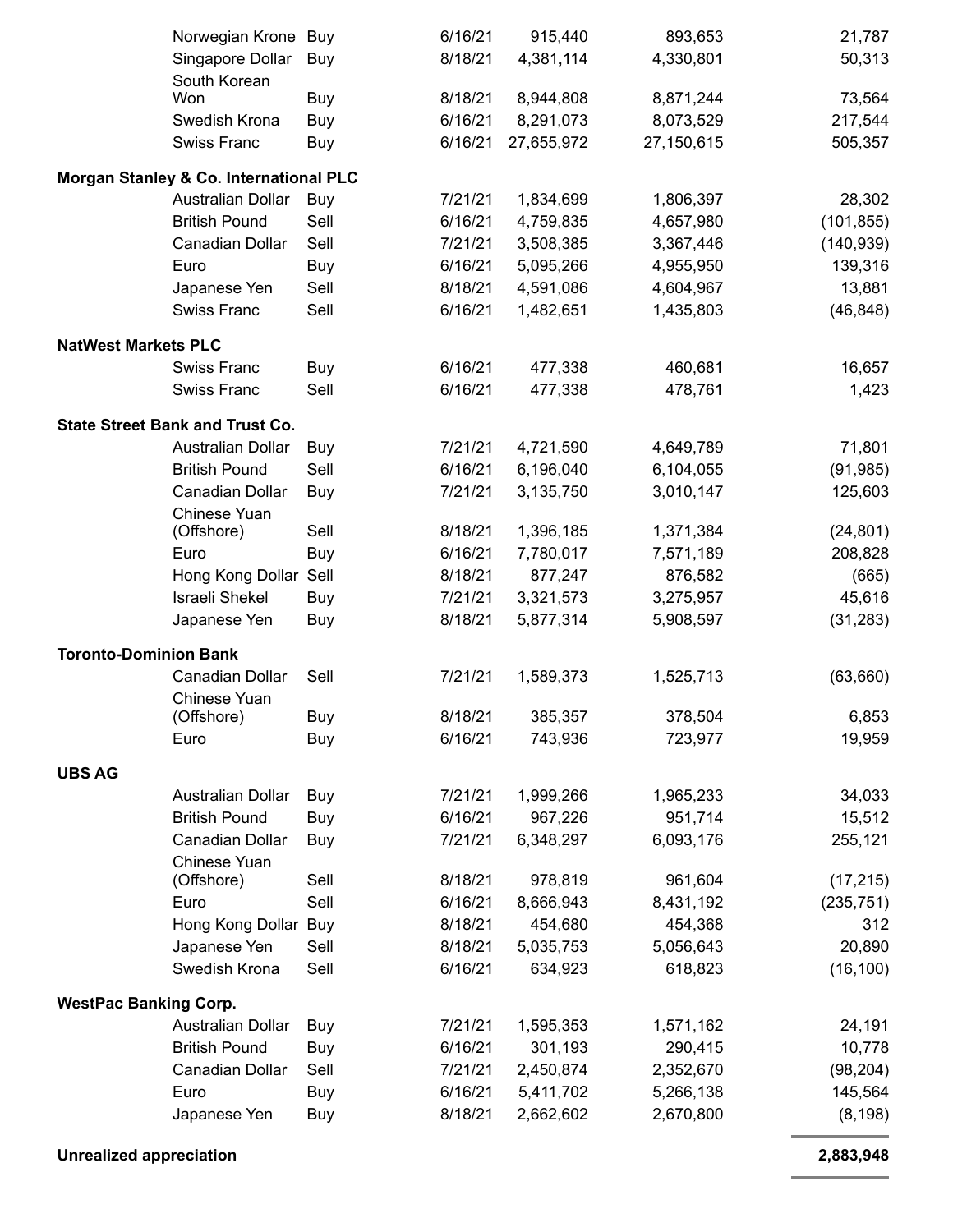| | | | | | | |
|---|---|---|---|---|---|---|
| | Norwegian Krone | Buy | 6/16/21 | 915,440 | 893,653 | 21,787 |
| | Singapore Dollar | Buy | 8/18/21 | 4,381,114 | 4,330,801 | 50,313 |
| | South Korean Won | Buy | 8/18/21 | 8,944,808 | 8,871,244 | 73,564 |
| | Swedish Krona | Buy | 6/16/21 | 8,291,073 | 8,073,529 | 217,544 |
| | Swiss Franc | Buy | 6/16/21 | 27,655,972 | 27,150,615 | 505,357 |
| **Morgan Stanley & Co. International PLC** | | | | | | |
| | Australian Dollar | Buy | 7/21/21 | 1,834,699 | 1,806,397 | 28,302 |
| | British Pound | Sell | 6/16/21 | 4,759,835 | 4,657,980 | (101,855) |
| | Canadian Dollar | Sell | 7/21/21 | 3,508,385 | 3,367,446 | (140,939) |
| | Euro | Buy | 6/16/21 | 5,095,266 | 4,955,950 | 139,316 |
| | Japanese Yen | Sell | 8/18/21 | 4,591,086 | 4,604,967 | 13,881 |
| | Swiss Franc | Sell | 6/16/21 | 1,482,651 | 1,435,803 | (46,848) |
| **NatWest Markets PLC** | | | | | | |
| | Swiss Franc | Buy | 6/16/21 | 477,338 | 460,681 | 16,657 |
| | Swiss Franc | Sell | 6/16/21 | 477,338 | 478,761 | 1,423 |
| **State Street Bank and Trust Co.** | | | | | | |
| | Australian Dollar | Buy | 7/21/21 | 4,721,590 | 4,649,789 | 71,801 |
| | British Pound | Sell | 6/16/21 | 6,196,040 | 6,104,055 | (91,985) |
| | Canadian Dollar | Buy | 7/21/21 | 3,135,750 | 3,010,147 | 125,603 |
| | Chinese Yuan (Offshore) | Sell | 8/18/21 | 1,396,185 | 1,371,384 | (24,801) |
| | Euro | Buy | 6/16/21 | 7,780,017 | 7,571,189 | 208,828 |
| | Hong Kong Dollar | Sell | 8/18/21 | 877,247 | 876,582 | (665) |
| | Israeli Shekel | Buy | 7/21/21 | 3,321,573 | 3,275,957 | 45,616 |
| | Japanese Yen | Buy | 8/18/21 | 5,877,314 | 5,908,597 | (31,283) |
| **Toronto-Dominion Bank** | | | | | | |
| | Canadian Dollar | Sell | 7/21/21 | 1,589,373 | 1,525,713 | (63,660) |
| | Chinese Yuan (Offshore) | Buy | 8/18/21 | 385,357 | 378,504 | 6,853 |
| | Euro | Buy | 6/16/21 | 743,936 | 723,977 | 19,959 |
| **UBS AG** | | | | | | |
| | Australian Dollar | Buy | 7/21/21 | 1,999,266 | 1,965,233 | 34,033 |
| | British Pound | Buy | 6/16/21 | 967,226 | 951,714 | 15,512 |
| | Canadian Dollar | Buy | 7/21/21 | 6,348,297 | 6,093,176 | 255,121 |
| | Chinese Yuan (Offshore) | Sell | 8/18/21 | 978,819 | 961,604 | (17,215) |
| | Euro | Sell | 6/16/21 | 8,666,943 | 8,431,192 | (235,751) |
| | Hong Kong Dollar | Buy | 8/18/21 | 454,680 | 454,368 | 312 |
| | Japanese Yen | Sell | 8/18/21 | 5,035,753 | 5,056,643 | 20,890 |
| | Swedish Krona | Sell | 6/16/21 | 634,923 | 618,823 | (16,100) |
| **WestPac Banking Corp.** | | | | | | |
| | Australian Dollar | Buy | 7/21/21 | 1,595,353 | 1,571,162 | 24,191 |
| | British Pound | Buy | 6/16/21 | 301,193 | 290,415 | 10,778 |
| | Canadian Dollar | Sell | 7/21/21 | 2,450,874 | 2,352,670 | (98,204) |
| | Euro | Buy | 6/16/21 | 5,411,702 | 5,266,138 | 145,564 |
| | Japanese Yen | Buy | 8/18/21 | 2,662,602 | 2,670,800 | (8,198) |
| **Unrealized appreciation** | | | | | | **2,883,948** |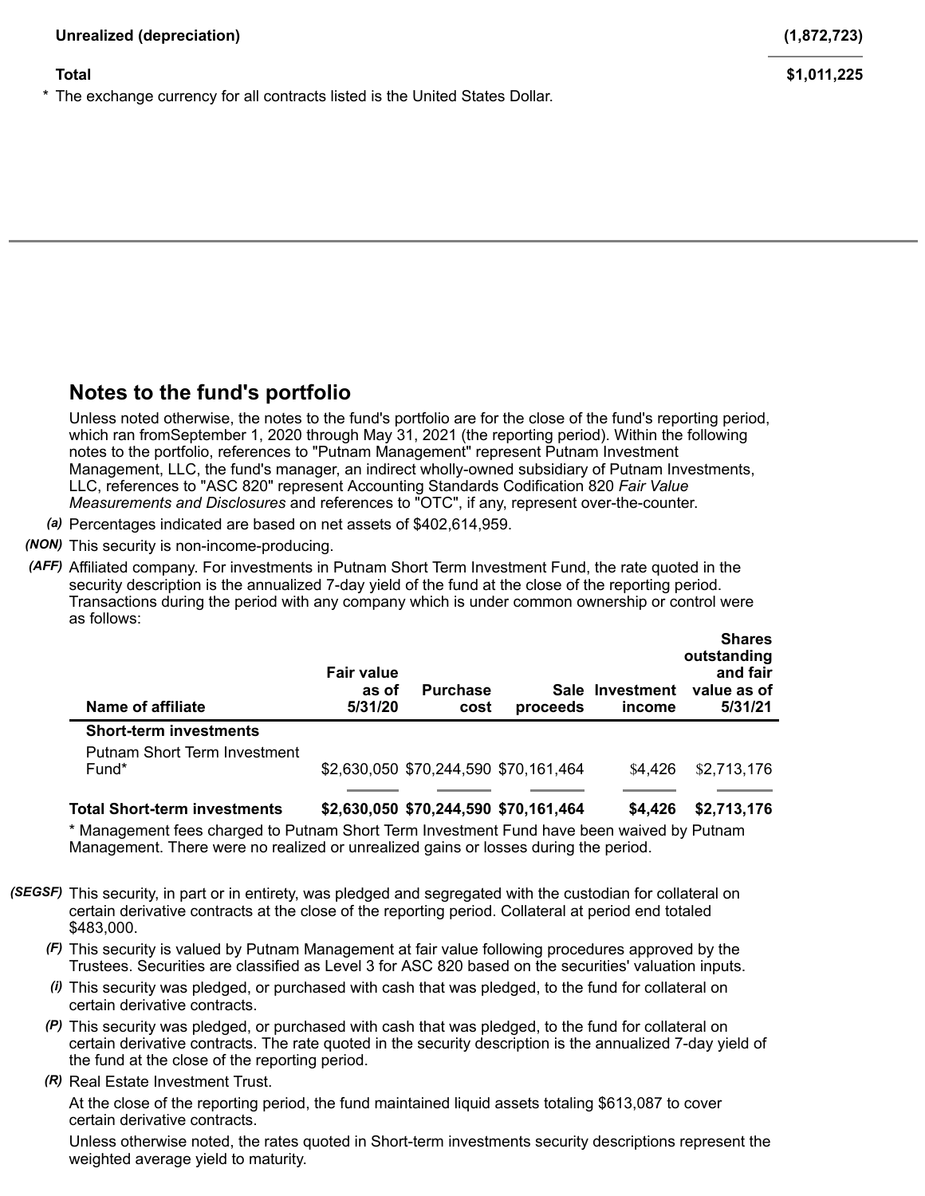| | |
|---|---|
| **Unrealized (depreciation)** | **(1,872,723)** |
| **Total** | **$1,011,225** |

\* The exchange currency for all contracts listed is the United States Dollar.

## Notes to the fund's portfolio

Unless noted otherwise, the notes to the fund's portfolio are for the close of the fund's reporting period, which ran fromSeptember 1, 2020 through May 31, 2021 (the reporting period). Within the following notes to the portfolio, references to "Putnam Management" represent Putnam Investment Management, LLC, the fund's manager, an indirect wholly-owned subsidiary of Putnam Investments, LLC, references to "ASC 820" represent Accounting Standards Codification 820 *Fair Value Measurements and Disclosures* and references to "OTC", if any, represent over-the-counter.

*(a)* Percentages indicated are based on net assets of $402,614,959.

*(NON)* This security is non-income-producing.

*(AFF)* Affiliated company. For investments in Putnam Short Term Investment Fund, the rate quoted in the security description is the annualized 7-day yield of the fund at the close of the reporting period. Transactions during the period with any company which is under common ownership or control were as follows:

| Name of affiliate | Fair value as of 5/31/20 | Purchase cost | Sale proceeds | Investment income | Shares outstanding and fair value as of 5/31/21 |
|---|---|---|---|---|---|
| **Short-term investments** | | | | | |
| Putnam Short Term Investment Fund* | $2,630,050 | $70,244,590 | $70,161,464 | $4,426 | $2,713,176 |
| **Total Short-term investments** | **$2,630,050** | **$70,244,590** | **$70,161,464** | **$4,426** | **$2,713,176** |

\* Management fees charged to Putnam Short Term Investment Fund have been waived by Putnam Management. There were no realized or unrealized gains or losses during the period.

*(SEGSF)* This security, in part or in entirety, was pledged and segregated with the custodian for collateral on certain derivative contracts at the close of the reporting period. Collateral at period end totaled $483,000.

*(F)* This security is valued by Putnam Management at fair value following procedures approved by the Trustees. Securities are classified as Level 3 for ASC 820 based on the securities' valuation inputs.

*(i)* This security was pledged, or purchased with cash that was pledged, to the fund for collateral on certain derivative contracts.

*(P)* This security was pledged, or purchased with cash that was pledged, to the fund for collateral on certain derivative contracts. The rate quoted in the security description is the annualized 7-day yield of the fund at the close of the reporting period.

*(R)* Real Estate Investment Trust.

At the close of the reporting period, the fund maintained liquid assets totaling $613,087 to cover certain derivative contracts.

Unless otherwise noted, the rates quoted in Short-term investments security descriptions represent the weighted average yield to maturity.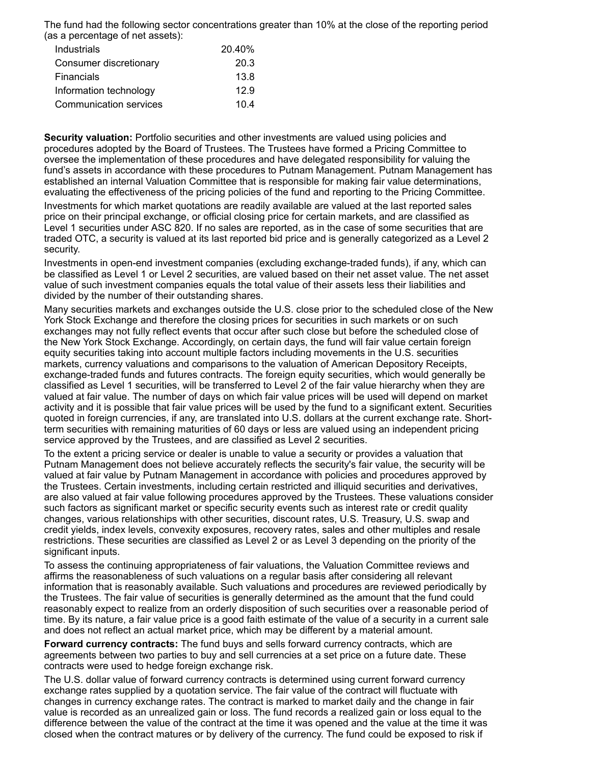The fund had the following sector concentrations greater than 10% at the close of the reporting period (as a percentage of net assets):

| | |
|---|---|
| Industrials | 20.40% |
| Consumer discretionary | 20.3 |
| Financials | 13.8 |
| Information technology | 12.9 |
| Communication services | 10.4 |

**Security valuation:** Portfolio securities and other investments are valued using policies and procedures adopted by the Board of Trustees. The Trustees have formed a Pricing Committee to oversee the implementation of these procedures and have delegated responsibility for valuing the fund's assets in accordance with these procedures to Putnam Management. Putnam Management has established an internal Valuation Committee that is responsible for making fair value determinations, evaluating the effectiveness of the pricing policies of the fund and reporting to the Pricing Committee.

Investments for which market quotations are readily available are valued at the last reported sales price on their principal exchange, or official closing price for certain markets, and are classified as Level 1 securities under ASC 820. If no sales are reported, as in the case of some securities that are traded OTC, a security is valued at its last reported bid price and is generally categorized as a Level 2 security.

Investments in open-end investment companies (excluding exchange-traded funds), if any, which can be classified as Level 1 or Level 2 securities, are valued based on their net asset value. The net asset value of such investment companies equals the total value of their assets less their liabilities and divided by the number of their outstanding shares.

Many securities markets and exchanges outside the U.S. close prior to the scheduled close of the New York Stock Exchange and therefore the closing prices for securities in such markets or on such exchanges may not fully reflect events that occur after such close but before the scheduled close of the New York Stock Exchange. Accordingly, on certain days, the fund will fair value certain foreign equity securities taking into account multiple factors including movements in the U.S. securities markets, currency valuations and comparisons to the valuation of American Depository Receipts, exchange-traded funds and futures contracts. The foreign equity securities, which would generally be classified as Level 1 securities, will be transferred to Level 2 of the fair value hierarchy when they are valued at fair value. The number of days on which fair value prices will be used will depend on market activity and it is possible that fair value prices will be used by the fund to a significant extent. Securities quoted in foreign currencies, if any, are translated into U.S. dollars at the current exchange rate. Short-term securities with remaining maturities of 60 days or less are valued using an independent pricing service approved by the Trustees, and are classified as Level 2 securities.

To the extent a pricing service or dealer is unable to value a security or provides a valuation that Putnam Management does not believe accurately reflects the security's fair value, the security will be valued at fair value by Putnam Management in accordance with policies and procedures approved by the Trustees. Certain investments, including certain restricted and illiquid securities and derivatives, are also valued at fair value following procedures approved by the Trustees. These valuations consider such factors as significant market or specific security events such as interest rate or credit quality changes, various relationships with other securities, discount rates, U.S. Treasury, U.S. swap and credit yields, index levels, convexity exposures, recovery rates, sales and other multiples and resale restrictions. These securities are classified as Level 2 or as Level 3 depending on the priority of the significant inputs.

To assess the continuing appropriateness of fair valuations, the Valuation Committee reviews and affirms the reasonableness of such valuations on a regular basis after considering all relevant information that is reasonably available. Such valuations and procedures are reviewed periodically by the Trustees. The fair value of securities is generally determined as the amount that the fund could reasonably expect to realize from an orderly disposition of such securities over a reasonable period of time. By its nature, a fair value price is a good faith estimate of the value of a security in a current sale and does not reflect an actual market price, which may be different by a material amount.

**Forward currency contracts:** The fund buys and sells forward currency contracts, which are agreements between two parties to buy and sell currencies at a set price on a future date. These contracts were used to hedge foreign exchange risk.

The U.S. dollar value of forward currency contracts is determined using current forward currency exchange rates supplied by a quotation service. The fair value of the contract will fluctuate with changes in currency exchange rates. The contract is marked to market daily and the change in fair value is recorded as an unrealized gain or loss. The fund records a realized gain or loss equal to the difference between the value of the contract at the time it was opened and the value at the time it was closed when the contract matures or by delivery of the currency. The fund could be exposed to risk if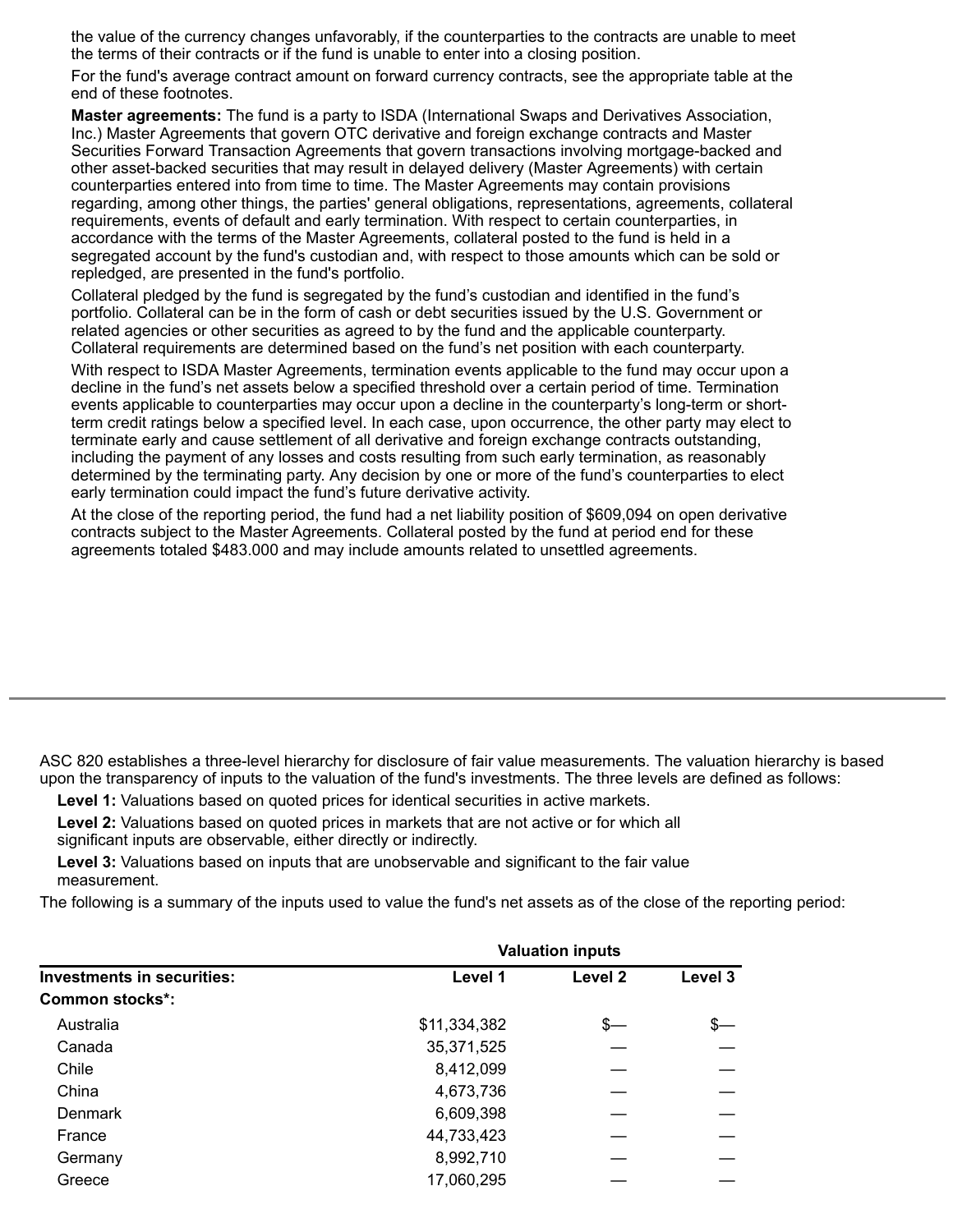the value of the currency changes unfavorably, if the counterparties to the contracts are unable to meet the terms of their contracts or if the fund is unable to enter into a closing position.

For the fund's average contract amount on forward currency contracts, see the appropriate table at the end of these footnotes.

**Master agreements:** The fund is a party to ISDA (International Swaps and Derivatives Association, Inc.) Master Agreements that govern OTC derivative and foreign exchange contracts and Master Securities Forward Transaction Agreements that govern transactions involving mortgage-backed and other asset-backed securities that may result in delayed delivery (Master Agreements) with certain counterparties entered into from time to time. The Master Agreements may contain provisions regarding, among other things, the parties' general obligations, representations, agreements, collateral requirements, events of default and early termination. With respect to certain counterparties, in accordance with the terms of the Master Agreements, collateral posted to the fund is held in a segregated account by the fund's custodian and, with respect to those amounts which can be sold or repledged, are presented in the fund's portfolio.

Collateral pledged by the fund is segregated by the fund's custodian and identified in the fund's portfolio. Collateral can be in the form of cash or debt securities issued by the U.S. Government or related agencies or other securities as agreed to by the fund and the applicable counterparty. Collateral requirements are determined based on the fund's net position with each counterparty.

With respect to ISDA Master Agreements, termination events applicable to the fund may occur upon a decline in the fund's net assets below a specified threshold over a certain period of time. Termination events applicable to counterparties may occur upon a decline in the counterparty's long-term or short-term credit ratings below a specified level. In each case, upon occurrence, the other party may elect to terminate early and cause settlement of all derivative and foreign exchange contracts outstanding, including the payment of any losses and costs resulting from such early termination, as reasonably determined by the terminating party. Any decision by one or more of the fund's counterparties to elect early termination could impact the fund's future derivative activity.

At the close of the reporting period, the fund had a net liability position of $609,094 on open derivative contracts subject to the Master Agreements. Collateral posted by the fund at period end for these agreements totaled $483.000 and may include amounts related to unsettled agreements.

---

ASC 820 establishes a three-level hierarchy for disclosure of fair value measurements. The valuation hierarchy is based upon the transparency of inputs to the valuation of the fund's investments. The three levels are defined as follows:

**Level 1:** Valuations based on quoted prices for identical securities in active markets.

**Level 2:** Valuations based on quoted prices in markets that are not active or for which all significant inputs are observable, either directly or indirectly.

**Level 3:** Valuations based on inputs that are unobservable and significant to the fair value measurement.

The following is a summary of the inputs used to value the fund's net assets as of the close of the reporting period:

| | Valuation inputs | | |
|---|---|---|---|
| **Investments in securities:** | **Level 1** | **Level 2** | **Level 3** |
| **Common stocks*:** | | | |
| Australia | $11,334,382 | $— | $— |
| Canada | 35,371,525 | — | — |
| Chile | 8,412,099 | — | — |
| China | 4,673,736 | — | — |
| Denmark | 6,609,398 | — | — |
| France | 44,733,423 | — | — |
| Germany | 8,992,710 | — | — |
| Greece | 17,060,295 | — | — |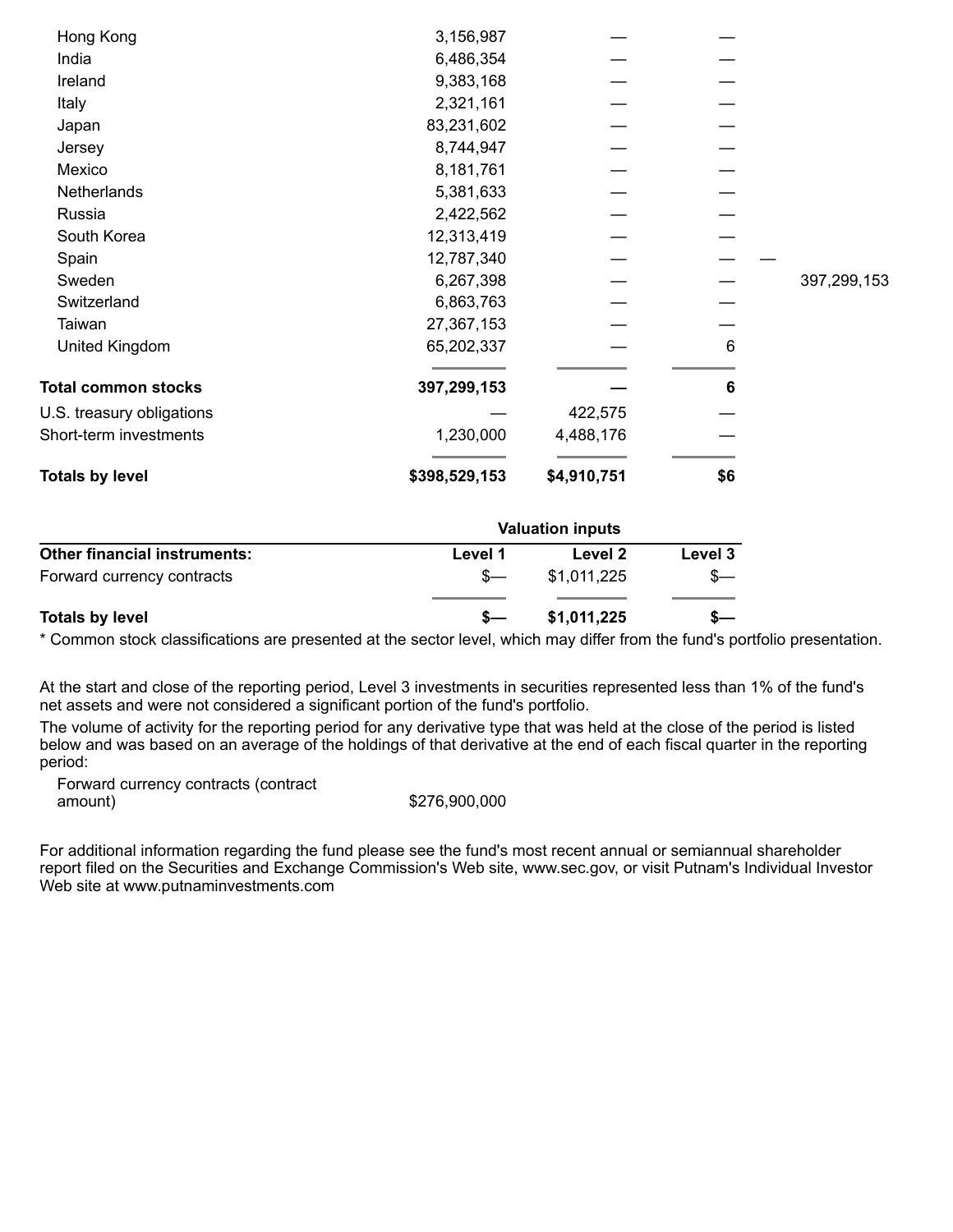| | | | |
|---|---|---|---|
| Hong Kong | 3,156,987 | — | — |
| India | 6,486,354 | — | — |
| Ireland | 9,383,168 | — | — |
| Italy | 2,321,161 | — | — |
| Japan | 83,231,602 | — | — |
| Jersey | 8,744,947 | — | — |
| Mexico | 8,181,761 | — | — |
| Netherlands | 5,381,633 | — | — |
| Russia | 2,422,562 | — | — |
| South Korea | 12,313,419 | — | — |
| Spain | 12,787,340 | — | — |
| Sweden | 6,267,398 | — | — |
| Switzerland | 6,863,763 | — | — |
| Taiwan | 27,367,153 | — | — |
| United Kingdom | 65,202,337 | — | 6 |
| **Total common stocks** | **397,299,153** | **—** | **6** |
| U.S. treasury obligations | — | 422,575 | — |
| Short-term investments | 1,230,000 | 4,488,176 | — |
| **Totals by level** | **$398,529,153** | **$4,910,751** | **$6** |

— 397,299,153

| | Valuation inputs | | |
|---|---|---|---|
| **Other financial instruments:** | **Level 1** | **Level 2** | **Level 3** |
| Forward currency contracts | $— | $1,011,225 | $— |
| **Totals by level** | **$—** | **$1,011,225** | **$—** |

* Common stock classifications are presented at the sector level, which may differ from the fund's portfolio presentation.

At the start and close of the reporting period, Level 3 investments in securities represented less than 1% of the fund's net assets and were not considered a significant portion of the fund's portfolio.

The volume of activity for the reporting period for any derivative type that was held at the close of the period is listed below and was based on an average of the holdings of that derivative at the end of each fiscal quarter in the reporting period:

| | |
|---|---|
| Forward currency contracts (contract amount) | $276,900,000 |

For additional information regarding the fund please see the fund's most recent annual or semiannual shareholder report filed on the Securities and Exchange Commission's Web site, www.sec.gov, or visit Putnam's Individual Investor Web site at www.putnaminvestments.com